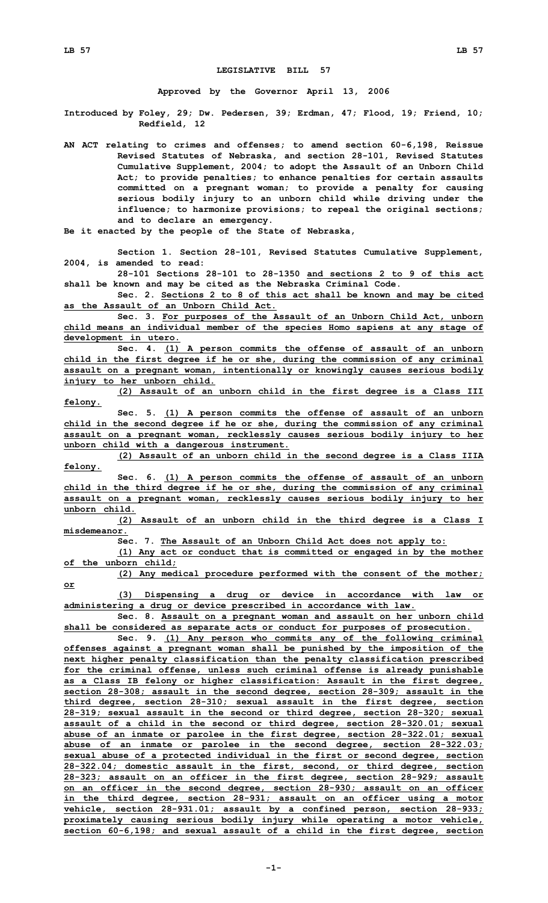# LEGISLATIVE BILL 57

**Approved by the Governor April 13, 2006**

**Introduced by Foley, 29; Dw. Pedersen, 39; Erdman, 47; Flood, 19; Friend, 10; Redfield, 12**

**AN ACT relating to crimes and offenses; to amend section 60-6,198, Reissue Revised Statutes of Nebraska, and section 28-101, Revised Statutes Cumulative Supplement, 2004; to adopt the Assault of an Unborn Child Act; to provide penalties; to enhance penalties for certain assaults committed on a pregnant woman; to provide a penalty for causing serious bodily injury to an unborn child while driving under the influence; to harmonize provisions; to repeal the original sections; and to declare an emergency.**

**Be it enacted by the people of the State of Nebraska,**

**Section 1. Section 28-101, Revised Statutes Cumulative Supplement, 2004, is amended to read:**

**28-101 Sections 28-101 to 28-1350 and sections 2 to 9 of this act shall be known and may be cited as the Nebraska Criminal Code.**

**Sec. 2. Sections 2 to 8 of this act shall be known and may be cited as the Assault of an Unborn Child Act.**

**Sec. 3. For purposes of the Assault of an Unborn Child Act, unborn child means an individual member of the species Homo sapiens at any stage of development in utero.**

**Sec. 4. (1) A person commits the offense of assault of an unborn child in the first degree if he or she, during the commission of any criminal assault on a pregnant woman, intentionally or knowingly causes serious bodily injury to her unborn child.**

**(2) Assault of an unborn child in the first degree is a Class III felony.**

**Sec. 5. (1) A person commits the offense of assault of an unborn child in the second degree if he or she, during the commission of any criminal assault on a pregnant woman, recklessly causes serious bodily injury to her unborn child with a dangerous instrument.**

**(2) Assault of an unborn child in the second degree is a Class IIIA felony.**

**Sec. 6. (1) A person commits the offense of assault of an unborn child in the third degree if he or she, during the commission of any criminal assault on a pregnant woman, recklessly causes serious bodily injury to her unborn child.**

**(2) Assault of an unborn child in the third degree is a Class I misdemeanor.**

**Sec. 7. The Assault of an Unborn Child Act does not apply to:**

**(1) Any act or conduct that is committed or engaged in by the mother of the unborn child;**

**(2) Any medical procedure performed with the consent of the mother; or**

**(3) Dispensing a drug or device in accordance with law or administering a drug or device prescribed in accordance with law.**

**Sec. 8. Assault on a pregnant woman and assault on her unborn child shall be considered as separate acts or conduct for purposes of prosecution.**

**Sec. 9. (1) Any person who commits any of the following criminal offenses against a pregnant woman shall be punished by the imposition of the next higher penalty classification than the penalty classification prescribed for the criminal offense, unless such criminal offense is already punishable as a Class IB felony or higher classification: Assault in the first degree, section 28-308; assault in the second degree, section 28-309; assault in the third degree, section 28-310; sexual assault in the first degree, section 28-319; sexual assault in the second or third degree, section 28-320; sexual assault of a child in the second or third degree, section 28-320.01; sexual abuse of an inmate or parolee in the first degree, section 28-322.01; sexual abuse of an inmate or parolee in the second degree, section 28-322.03; sexual abuse of a protected individual in the first or second degree, section 28-322.04; domestic assault in the first, second, or third degree, section 28-323; assault on an officer in the first degree, section 28-929; assault on an officer in the second degree, section 28-930; assault on an officer in the third degree, section 28-931; assault on an officer using a motor vehicle, section 28-931.01; assault by a confined person, section 28-933; proximately causing serious bodily injury while operating a motor vehicle, section 60-6,198; and sexual assault of a child in the first degree, section**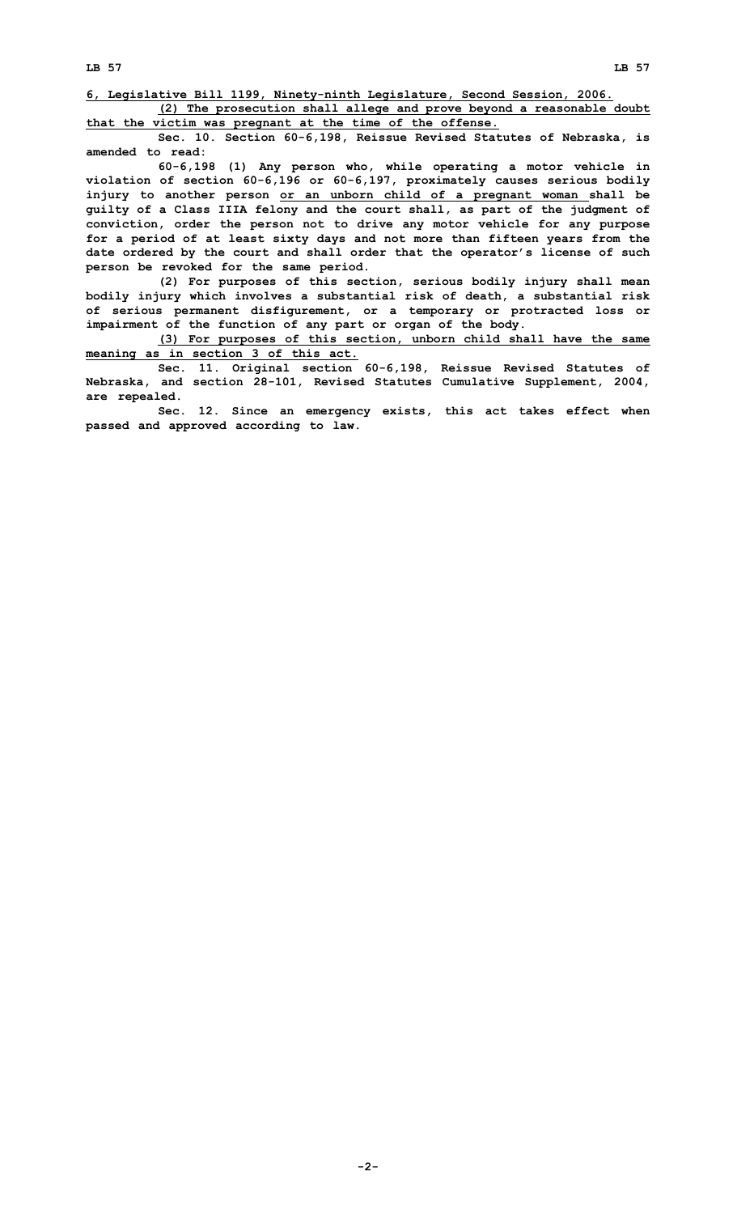6, Legislative Bill 1199, Ninety-ninth Legislature, Second Session, 2006.

(2) The prosecution shall allege and prove beyond a reasonable doubt that the victim was pregnant at the time of the offense.

Sec. 10. Section 60-6,198, Reissue Revised Statutes of Nebraska, is amended to read:

60-6,198 (1) Any person who, while operating a motor vehicle in violation of section 60-6,196 or 60-6,197, proximately causes serious bodily injury to another person or an unborn child of a pregnant woman shall be guilty of a Class IIIA felony and the court shall, as part of the judgment of conviction, order the person not to drive any motor vehicle for any purpose for a period of at least sixty days and not more than fifteen years from the date ordered by the court and shall order that the operator's license of such person be revoked for the same period.

(2) For purposes of this section, serious bodily injury shall mean bodily injury which involves a substantial risk of death, a substantial risk of serious permanent disfigurement, or a temporary or protracted loss or impairment of the function of any part or organ of the body.

(3) For purposes of this section, unborn child shall have the same meaning as in section 3 of this act.

Sec. 11. Original section 60-6,198, Reissue Revised Statutes of Nebraska, and section 28-101, Revised Statutes Cumulative Supplement, 2004, are repealed.

Sec. 12. Since an emergency exists, this act takes effect when passed and approved according to law.